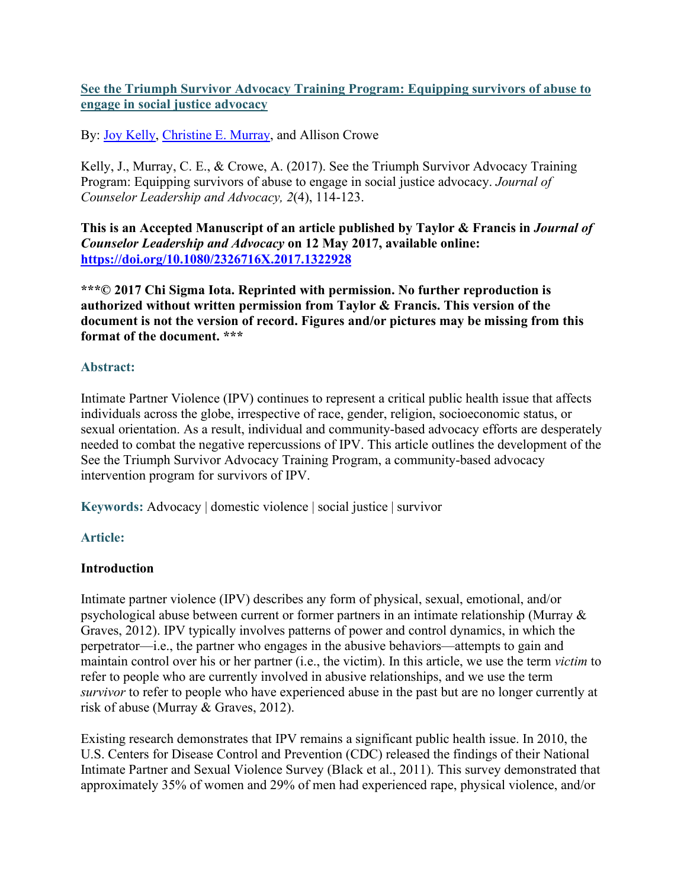# [See the Triumph Survivor Advocacy Training Program: Equipping survivors of abuse to engage in social justice advocacy]

By: [Joy Kelly], [Christine E. Murray], and Allison Crowe

Kelly, J., Murray, C. E., & Crowe, A. (2017). See the Triumph Survivor Advocacy Training Program: Equipping survivors of abuse to engage in social justice advocacy. *Journal of Counselor Leadership and Advocacy, 2*(4), 114-123.

**This is an Accepted Manuscript of an article published by Taylor & Francis in *Journal of Counselor Leadership and Advocacy* on 12 May 2017, available online: https://doi.org/10.1080/2326716X.2017.1322928**

**\*\*\*© 2017 Chi Sigma Iota. Reprinted with permission. No further reproduction is authorized without written permission from Taylor & Francis. This version of the document is not the version of record. Figures and/or pictures may be missing from this format of the document. \*\*\***

## Abstract:

Intimate Partner Violence (IPV) continues to represent a critical public health issue that affects individuals across the globe, irrespective of race, gender, religion, socioeconomic status, or sexual orientation. As a result, individual and community-based advocacy efforts are desperately needed to combat the negative repercussions of IPV. This article outlines the development of the See the Triumph Survivor Advocacy Training Program, a community-based advocacy intervention program for survivors of IPV.

**Keywords:** Advocacy | domestic violence | social justice | survivor

## Article:

### Introduction

Intimate partner violence (IPV) describes any form of physical, sexual, emotional, and/or psychological abuse between current or former partners in an intimate relationship (Murray & Graves, 2012). IPV typically involves patterns of power and control dynamics, in which the perpetrator—i.e., the partner who engages in the abusive behaviors—attempts to gain and maintain control over his or her partner (i.e., the victim). In this article, we use the term *victim* to refer to people who are currently involved in abusive relationships, and we use the term *survivor* to refer to people who have experienced abuse in the past but are no longer currently at risk of abuse (Murray & Graves, 2012).

Existing research demonstrates that IPV remains a significant public health issue. In 2010, the U.S. Centers for Disease Control and Prevention (CDC) released the findings of their National Intimate Partner and Sexual Violence Survey (Black et al., 2011). This survey demonstrated that approximately 35% of women and 29% of men had experienced rape, physical violence, and/or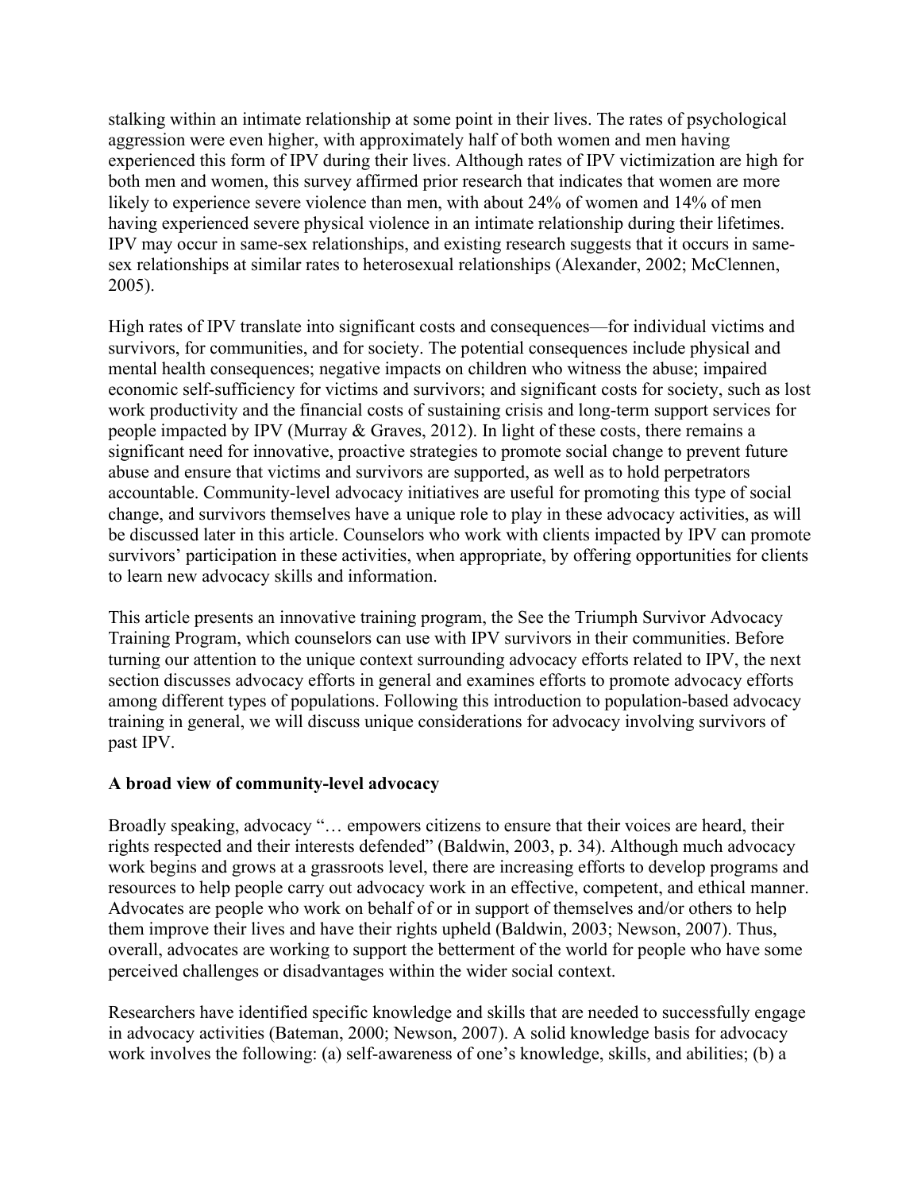stalking within an intimate relationship at some point in their lives. The rates of psychological aggression were even higher, with approximately half of both women and men having experienced this form of IPV during their lives. Although rates of IPV victimization are high for both men and women, this survey affirmed prior research that indicates that women are more likely to experience severe violence than men, with about 24% of women and 14% of men having experienced severe physical violence in an intimate relationship during their lifetimes. IPV may occur in same-sex relationships, and existing research suggests that it occurs in same-sex relationships at similar rates to heterosexual relationships (Alexander, 2002; McClennen, 2005).

High rates of IPV translate into significant costs and consequences—for individual victims and survivors, for communities, and for society. The potential consequences include physical and mental health consequences; negative impacts on children who witness the abuse; impaired economic self-sufficiency for victims and survivors; and significant costs for society, such as lost work productivity and the financial costs of sustaining crisis and long-term support services for people impacted by IPV (Murray & Graves, 2012). In light of these costs, there remains a significant need for innovative, proactive strategies to promote social change to prevent future abuse and ensure that victims and survivors are supported, as well as to hold perpetrators accountable. Community-level advocacy initiatives are useful for promoting this type of social change, and survivors themselves have a unique role to play in these advocacy activities, as will be discussed later in this article. Counselors who work with clients impacted by IPV can promote survivors' participation in these activities, when appropriate, by offering opportunities for clients to learn new advocacy skills and information.

This article presents an innovative training program, the See the Triumph Survivor Advocacy Training Program, which counselors can use with IPV survivors in their communities. Before turning our attention to the unique context surrounding advocacy efforts related to IPV, the next section discusses advocacy efforts in general and examines efforts to promote advocacy efforts among different types of populations. Following this introduction to population-based advocacy training in general, we will discuss unique considerations for advocacy involving survivors of past IPV.

## A broad view of community-level advocacy

Broadly speaking, advocacy "… empowers citizens to ensure that their voices are heard, their rights respected and their interests defended" (Baldwin, 2003, p. 34). Although much advocacy work begins and grows at a grassroots level, there are increasing efforts to develop programs and resources to help people carry out advocacy work in an effective, competent, and ethical manner. Advocates are people who work on behalf of or in support of themselves and/or others to help them improve their lives and have their rights upheld (Baldwin, 2003; Newson, 2007). Thus, overall, advocates are working to support the betterment of the world for people who have some perceived challenges or disadvantages within the wider social context.

Researchers have identified specific knowledge and skills that are needed to successfully engage in advocacy activities (Bateman, 2000; Newson, 2007). A solid knowledge basis for advocacy work involves the following: (a) self-awareness of one's knowledge, skills, and abilities; (b) a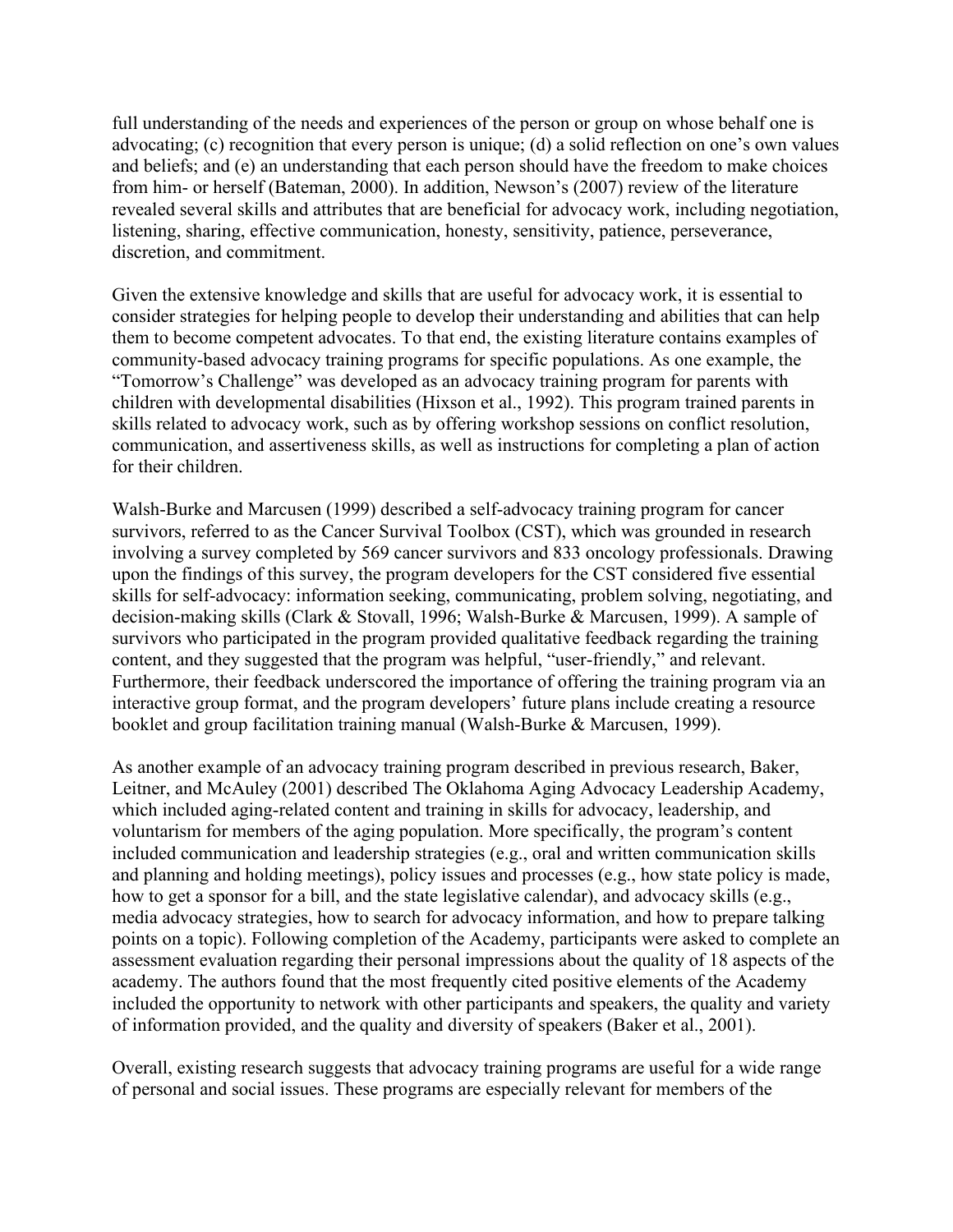full understanding of the needs and experiences of the person or group on whose behalf one is advocating; (c) recognition that every person is unique; (d) a solid reflection on one's own values and beliefs; and (e) an understanding that each person should have the freedom to make choices from him- or herself (Bateman, 2000). In addition, Newson's (2007) review of the literature revealed several skills and attributes that are beneficial for advocacy work, including negotiation, listening, sharing, effective communication, honesty, sensitivity, patience, perseverance, discretion, and commitment.

Given the extensive knowledge and skills that are useful for advocacy work, it is essential to consider strategies for helping people to develop their understanding and abilities that can help them to become competent advocates. To that end, the existing literature contains examples of community-based advocacy training programs for specific populations. As one example, the "Tomorrow's Challenge" was developed as an advocacy training program for parents with children with developmental disabilities (Hixson et al., 1992). This program trained parents in skills related to advocacy work, such as by offering workshop sessions on conflict resolution, communication, and assertiveness skills, as well as instructions for completing a plan of action for their children.

Walsh-Burke and Marcusen (1999) described a self-advocacy training program for cancer survivors, referred to as the Cancer Survival Toolbox (CST), which was grounded in research involving a survey completed by 569 cancer survivors and 833 oncology professionals. Drawing upon the findings of this survey, the program developers for the CST considered five essential skills for self-advocacy: information seeking, communicating, problem solving, negotiating, and decision-making skills (Clark & Stovall, 1996; Walsh-Burke & Marcusen, 1999). A sample of survivors who participated in the program provided qualitative feedback regarding the training content, and they suggested that the program was helpful, "user-friendly," and relevant. Furthermore, their feedback underscored the importance of offering the training program via an interactive group format, and the program developers' future plans include creating a resource booklet and group facilitation training manual (Walsh-Burke & Marcusen, 1999).

As another example of an advocacy training program described in previous research, Baker, Leitner, and McAuley (2001) described The Oklahoma Aging Advocacy Leadership Academy, which included aging-related content and training in skills for advocacy, leadership, and voluntarism for members of the aging population. More specifically, the program's content included communication and leadership strategies (e.g., oral and written communication skills and planning and holding meetings), policy issues and processes (e.g., how state policy is made, how to get a sponsor for a bill, and the state legislative calendar), and advocacy skills (e.g., media advocacy strategies, how to search for advocacy information, and how to prepare talking points on a topic). Following completion of the Academy, participants were asked to complete an assessment evaluation regarding their personal impressions about the quality of 18 aspects of the academy. The authors found that the most frequently cited positive elements of the Academy included the opportunity to network with other participants and speakers, the quality and variety of information provided, and the quality and diversity of speakers (Baker et al., 2001).

Overall, existing research suggests that advocacy training programs are useful for a wide range of personal and social issues. These programs are especially relevant for members of the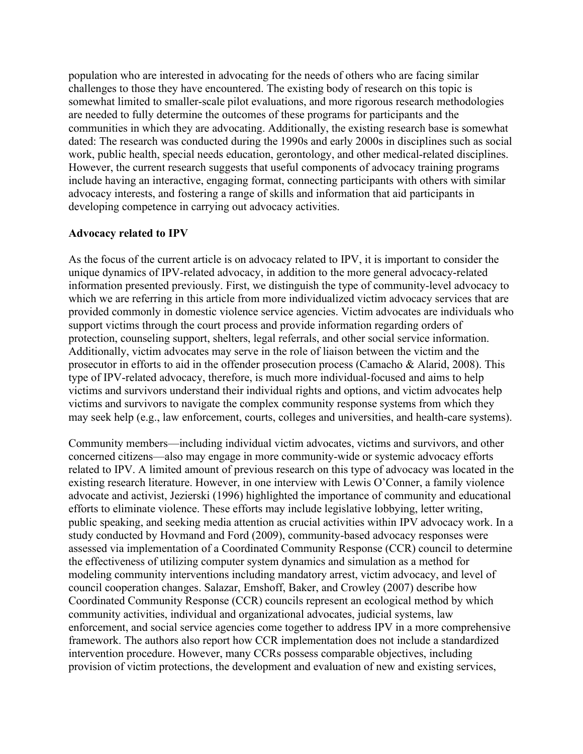population who are interested in advocating for the needs of others who are facing similar challenges to those they have encountered. The existing body of research on this topic is somewhat limited to smaller-scale pilot evaluations, and more rigorous research methodologies are needed to fully determine the outcomes of these programs for participants and the communities in which they are advocating. Additionally, the existing research base is somewhat dated: The research was conducted during the 1990s and early 2000s in disciplines such as social work, public health, special needs education, gerontology, and other medical-related disciplines. However, the current research suggests that useful components of advocacy training programs include having an interactive, engaging format, connecting participants with others with similar advocacy interests, and fostering a range of skills and information that aid participants in developing competence in carrying out advocacy activities.

## Advocacy related to IPV

As the focus of the current article is on advocacy related to IPV, it is important to consider the unique dynamics of IPV-related advocacy, in addition to the more general advocacy-related information presented previously. First, we distinguish the type of community-level advocacy to which we are referring in this article from more individualized victim advocacy services that are provided commonly in domestic violence service agencies. Victim advocates are individuals who support victims through the court process and provide information regarding orders of protection, counseling support, shelters, legal referrals, and other social service information. Additionally, victim advocates may serve in the role of liaison between the victim and the prosecutor in efforts to aid in the offender prosecution process (Camacho & Alarid, 2008). This type of IPV-related advocacy, therefore, is much more individual-focused and aims to help victims and survivors understand their individual rights and options, and victim advocates help victims and survivors to navigate the complex community response systems from which they may seek help (e.g., law enforcement, courts, colleges and universities, and health-care systems).

Community members—including individual victim advocates, victims and survivors, and other concerned citizens—also may engage in more community-wide or systemic advocacy efforts related to IPV. A limited amount of previous research on this type of advocacy was located in the existing research literature. However, in one interview with Lewis O'Conner, a family violence advocate and activist, Jezierski (1996) highlighted the importance of community and educational efforts to eliminate violence. These efforts may include legislative lobbying, letter writing, public speaking, and seeking media attention as crucial activities within IPV advocacy work. In a study conducted by Hovmand and Ford (2009), community-based advocacy responses were assessed via implementation of a Coordinated Community Response (CCR) council to determine the effectiveness of utilizing computer system dynamics and simulation as a method for modeling community interventions including mandatory arrest, victim advocacy, and level of council cooperation changes. Salazar, Emshoff, Baker, and Crowley (2007) describe how Coordinated Community Response (CCR) councils represent an ecological method by which community activities, individual and organizational advocates, judicial systems, law enforcement, and social service agencies come together to address IPV in a more comprehensive framework. The authors also report how CCR implementation does not include a standardized intervention procedure. However, many CCRs possess comparable objectives, including provision of victim protections, the development and evaluation of new and existing services,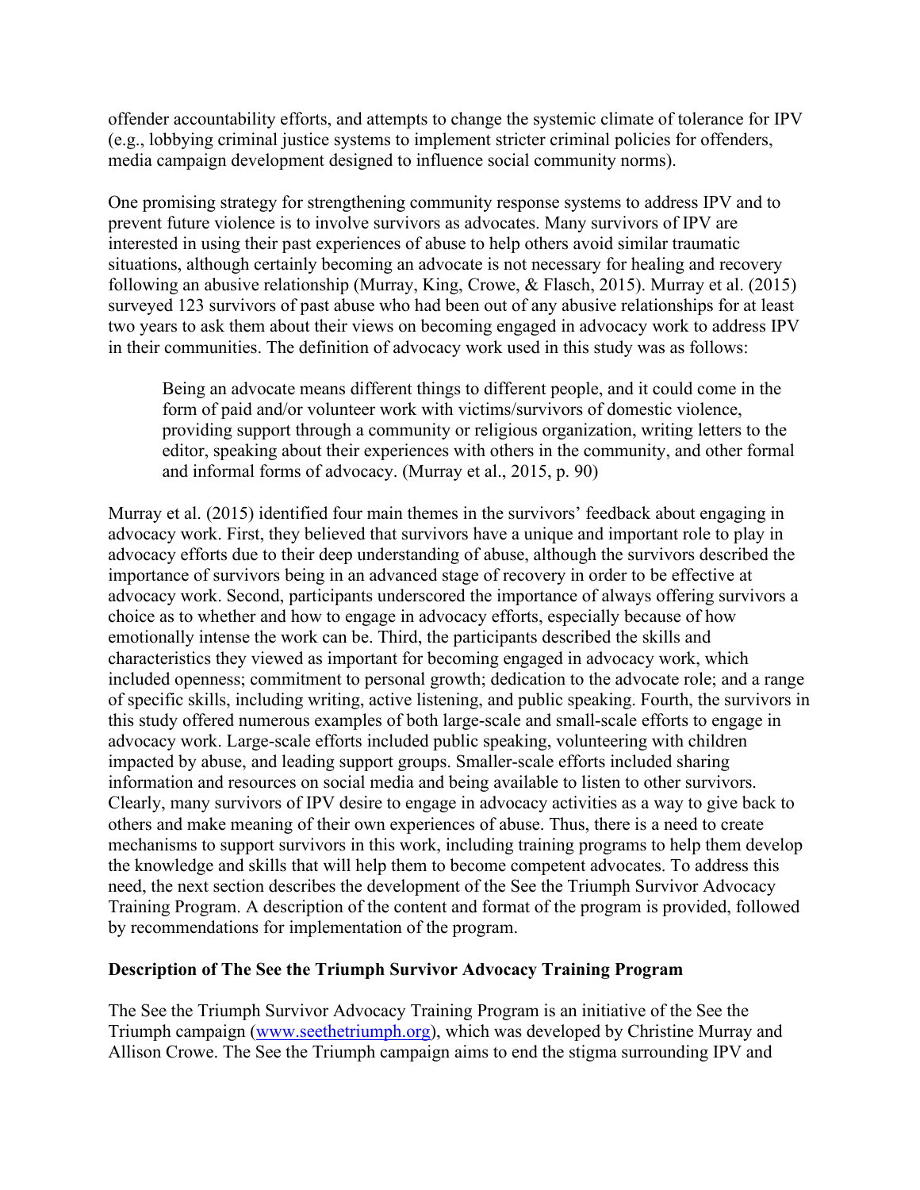offender accountability efforts, and attempts to change the systemic climate of tolerance for IPV (e.g., lobbying criminal justice systems to implement stricter criminal policies for offenders, media campaign development designed to influence social community norms).

One promising strategy for strengthening community response systems to address IPV and to prevent future violence is to involve survivors as advocates. Many survivors of IPV are interested in using their past experiences of abuse to help others avoid similar traumatic situations, although certainly becoming an advocate is not necessary for healing and recovery following an abusive relationship (Murray, King, Crowe, & Flasch, 2015). Murray et al. (2015) surveyed 123 survivors of past abuse who had been out of any abusive relationships for at least two years to ask them about their views on becoming engaged in advocacy work to address IPV in their communities. The definition of advocacy work used in this study was as follows:

> Being an advocate means different things to different people, and it could come in the form of paid and/or volunteer work with victims/survivors of domestic violence, providing support through a community or religious organization, writing letters to the editor, speaking about their experiences with others in the community, and other formal and informal forms of advocacy. (Murray et al., 2015, p. 90)

Murray et al. (2015) identified four main themes in the survivors' feedback about engaging in advocacy work. First, they believed that survivors have a unique and important role to play in advocacy efforts due to their deep understanding of abuse, although the survivors described the importance of survivors being in an advanced stage of recovery in order to be effective at advocacy work. Second, participants underscored the importance of always offering survivors a choice as to whether and how to engage in advocacy efforts, especially because of how emotionally intense the work can be. Third, the participants described the skills and characteristics they viewed as important for becoming engaged in advocacy work, which included openness; commitment to personal growth; dedication to the advocate role; and a range of specific skills, including writing, active listening, and public speaking. Fourth, the survivors in this study offered numerous examples of both large-scale and small-scale efforts to engage in advocacy work. Large-scale efforts included public speaking, volunteering with children impacted by abuse, and leading support groups. Smaller-scale efforts included sharing information and resources on social media and being available to listen to other survivors. Clearly, many survivors of IPV desire to engage in advocacy activities as a way to give back to others and make meaning of their own experiences of abuse. Thus, there is a need to create mechanisms to support survivors in this work, including training programs to help them develop the knowledge and skills that will help them to become competent advocates. To address this need, the next section describes the development of the See the Triumph Survivor Advocacy Training Program. A description of the content and format of the program is provided, followed by recommendations for implementation of the program.

## Description of The See the Triumph Survivor Advocacy Training Program

The See the Triumph Survivor Advocacy Training Program is an initiative of the See the Triumph campaign ([www.seethetriumph.org](www.seethetriumph.org)), which was developed by Christine Murray and Allison Crowe. The See the Triumph campaign aims to end the stigma surrounding IPV and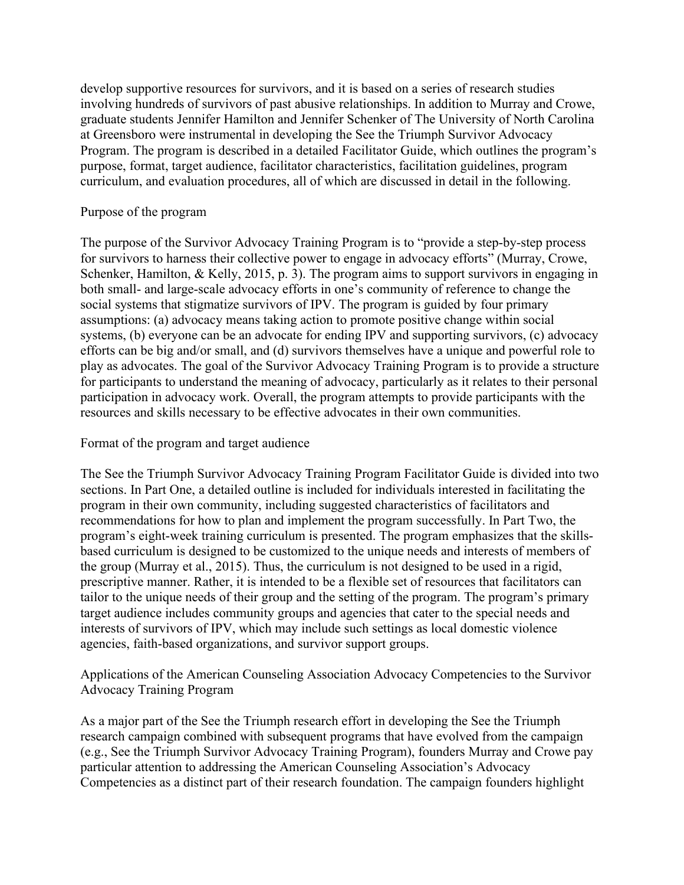develop supportive resources for survivors, and it is based on a series of research studies involving hundreds of survivors of past abusive relationships. In addition to Murray and Crowe, graduate students Jennifer Hamilton and Jennifer Schenker of The University of North Carolina at Greensboro were instrumental in developing the See the Triumph Survivor Advocacy Program. The program is described in a detailed Facilitator Guide, which outlines the program's purpose, format, target audience, facilitator characteristics, facilitation guidelines, program curriculum, and evaluation procedures, all of which are discussed in detail in the following.

## Purpose of the program

The purpose of the Survivor Advocacy Training Program is to "provide a step-by-step process for survivors to harness their collective power to engage in advocacy efforts" (Murray, Crowe, Schenker, Hamilton, & Kelly, 2015, p. 3). The program aims to support survivors in engaging in both small- and large-scale advocacy efforts in one's community of reference to change the social systems that stigmatize survivors of IPV. The program is guided by four primary assumptions: (a) advocacy means taking action to promote positive change within social systems, (b) everyone can be an advocate for ending IPV and supporting survivors, (c) advocacy efforts can be big and/or small, and (d) survivors themselves have a unique and powerful role to play as advocates. The goal of the Survivor Advocacy Training Program is to provide a structure for participants to understand the meaning of advocacy, particularly as it relates to their personal participation in advocacy work. Overall, the program attempts to provide participants with the resources and skills necessary to be effective advocates in their own communities.

## Format of the program and target audience

The See the Triumph Survivor Advocacy Training Program Facilitator Guide is divided into two sections. In Part One, a detailed outline is included for individuals interested in facilitating the program in their own community, including suggested characteristics of facilitators and recommendations for how to plan and implement the program successfully. In Part Two, the program's eight-week training curriculum is presented. The program emphasizes that the skills-based curriculum is designed to be customized to the unique needs and interests of members of the group (Murray et al., 2015). Thus, the curriculum is not designed to be used in a rigid, prescriptive manner. Rather, it is intended to be a flexible set of resources that facilitators can tailor to the unique needs of their group and the setting of the program. The program's primary target audience includes community groups and agencies that cater to the special needs and interests of survivors of IPV, which may include such settings as local domestic violence agencies, faith-based organizations, and survivor support groups.

## Applications of the American Counseling Association Advocacy Competencies to the Survivor Advocacy Training Program

As a major part of the See the Triumph research effort in developing the See the Triumph research campaign combined with subsequent programs that have evolved from the campaign (e.g., See the Triumph Survivor Advocacy Training Program), founders Murray and Crowe pay particular attention to addressing the American Counseling Association's Advocacy Competencies as a distinct part of their research foundation. The campaign founders highlight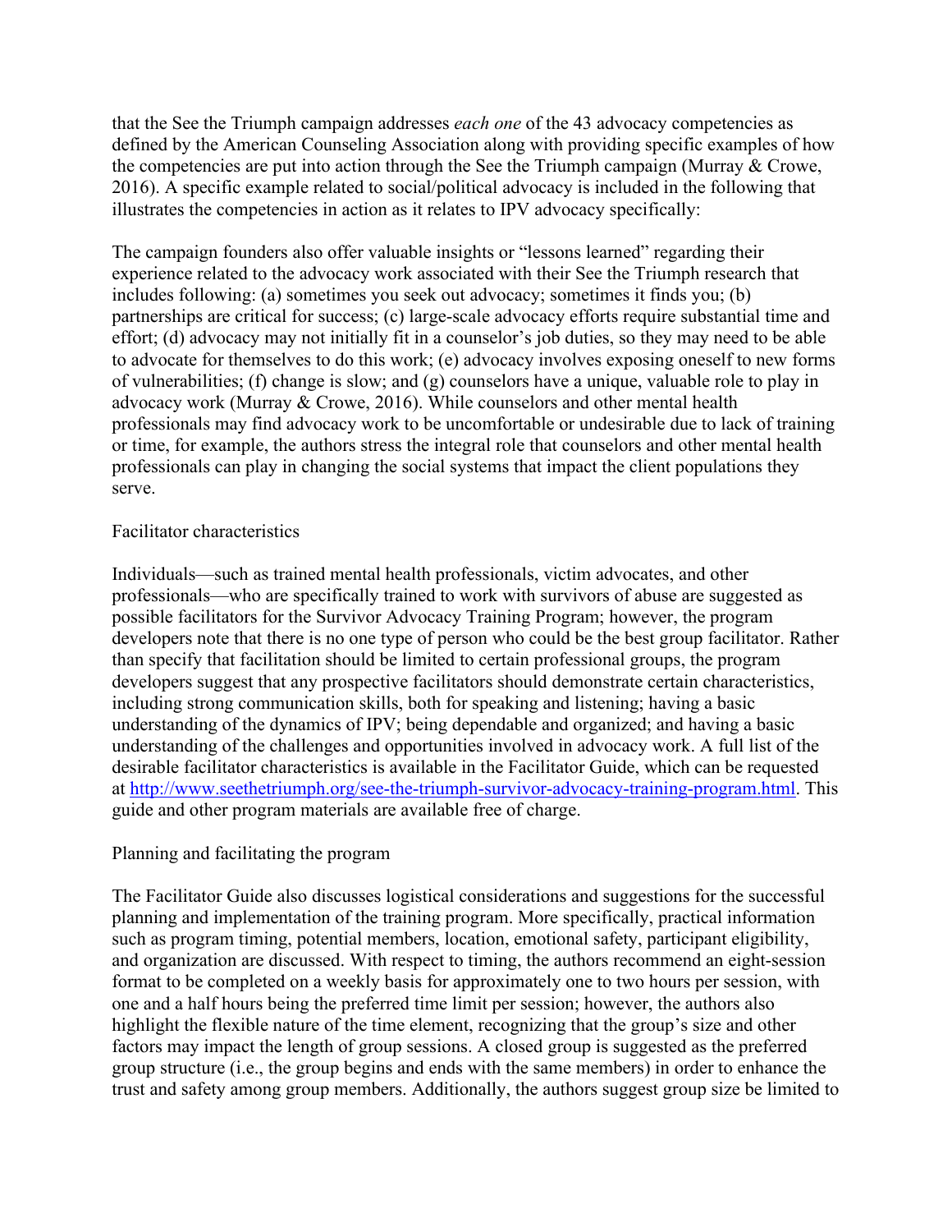that the See the Triumph campaign addresses *each one* of the 43 advocacy competencies as defined by the American Counseling Association along with providing specific examples of how the competencies are put into action through the See the Triumph campaign (Murray & Crowe, 2016). A specific example related to social/political advocacy is included in the following that illustrates the competencies in action as it relates to IPV advocacy specifically:

The campaign founders also offer valuable insights or "lessons learned" regarding their experience related to the advocacy work associated with their See the Triumph research that includes following: (a) sometimes you seek out advocacy; sometimes it finds you; (b) partnerships are critical for success; (c) large-scale advocacy efforts require substantial time and effort; (d) advocacy may not initially fit in a counselor's job duties, so they may need to be able to advocate for themselves to do this work; (e) advocacy involves exposing oneself to new forms of vulnerabilities; (f) change is slow; and (g) counselors have a unique, valuable role to play in advocacy work (Murray & Crowe, 2016). While counselors and other mental health professionals may find advocacy work to be uncomfortable or undesirable due to lack of training or time, for example, the authors stress the integral role that counselors and other mental health professionals can play in changing the social systems that impact the client populations they serve.

## Facilitator characteristics

Individuals—such as trained mental health professionals, victim advocates, and other professionals—who are specifically trained to work with survivors of abuse are suggested as possible facilitators for the Survivor Advocacy Training Program; however, the program developers note that there is no one type of person who could be the best group facilitator. Rather than specify that facilitation should be limited to certain professional groups, the program developers suggest that any prospective facilitators should demonstrate certain characteristics, including strong communication skills, both for speaking and listening; having a basic understanding of the dynamics of IPV; being dependable and organized; and having a basic understanding of the challenges and opportunities involved in advocacy work. A full list of the desirable facilitator characteristics is available in the Facilitator Guide, which can be requested at [http://www.seethetriumph.org/see-the-triumph-survivor-advocacy-training-program.html](http://www.seethetriumph.org/see-the-triumph-survivor-advocacy-training-program.html). This guide and other program materials are available free of charge.

## Planning and facilitating the program

The Facilitator Guide also discusses logistical considerations and suggestions for the successful planning and implementation of the training program. More specifically, practical information such as program timing, potential members, location, emotional safety, participant eligibility, and organization are discussed. With respect to timing, the authors recommend an eight-session format to be completed on a weekly basis for approximately one to two hours per session, with one and a half hours being the preferred time limit per session; however, the authors also highlight the flexible nature of the time element, recognizing that the group's size and other factors may impact the length of group sessions. A closed group is suggested as the preferred group structure (i.e., the group begins and ends with the same members) in order to enhance the trust and safety among group members. Additionally, the authors suggest group size be limited to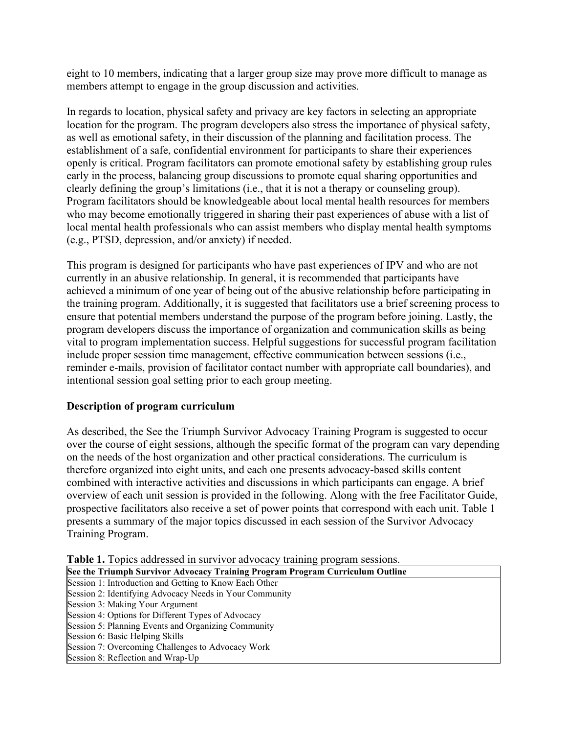eight to 10 members, indicating that a larger group size may prove more difficult to manage as members attempt to engage in the group discussion and activities.

In regards to location, physical safety and privacy are key factors in selecting an appropriate location for the program. The program developers also stress the importance of physical safety, as well as emotional safety, in their discussion of the planning and facilitation process. The establishment of a safe, confidential environment for participants to share their experiences openly is critical. Program facilitators can promote emotional safety by establishing group rules early in the process, balancing group discussions to promote equal sharing opportunities and clearly defining the group's limitations (i.e., that it is not a therapy or counseling group). Program facilitators should be knowledgeable about local mental health resources for members who may become emotionally triggered in sharing their past experiences of abuse with a list of local mental health professionals who can assist members who display mental health symptoms (e.g., PTSD, depression, and/or anxiety) if needed.

This program is designed for participants who have past experiences of IPV and who are not currently in an abusive relationship. In general, it is recommended that participants have achieved a minimum of one year of being out of the abusive relationship before participating in the training program. Additionally, it is suggested that facilitators use a brief screening process to ensure that potential members understand the purpose of the program before joining. Lastly, the program developers discuss the importance of organization and communication skills as being vital to program implementation success. Helpful suggestions for successful program facilitation include proper session time management, effective communication between sessions (i.e., reminder e-mails, provision of facilitator contact number with appropriate call boundaries), and intentional session goal setting prior to each group meeting.

## Description of program curriculum

As described, the See the Triumph Survivor Advocacy Training Program is suggested to occur over the course of eight sessions, although the specific format of the program can vary depending on the needs of the host organization and other practical considerations. The curriculum is therefore organized into eight units, and each one presents advocacy-based skills content combined with interactive activities and discussions in which participants can engage. A brief overview of each unit session is provided in the following. Along with the free Facilitator Guide, prospective facilitators also receive a set of power points that correspond with each unit. Table 1 presents a summary of the major topics discussed in each session of the Survivor Advocacy Training Program.

**Table 1.** Topics addressed in survivor advocacy training program sessions.

| **See the Triumph Survivor Advocacy Training Program Program Curriculum Outline** |
|---|
| Session 1: Introduction and Getting to Know Each Other |
| Session 2: Identifying Advocacy Needs in Your Community |
| Session 3: Making Your Argument |
| Session 4: Options for Different Types of Advocacy |
| Session 5: Planning Events and Organizing Community |
| Session 6: Basic Helping Skills |
| Session 7: Overcoming Challenges to Advocacy Work |
| Session 8: Reflection and Wrap-Up |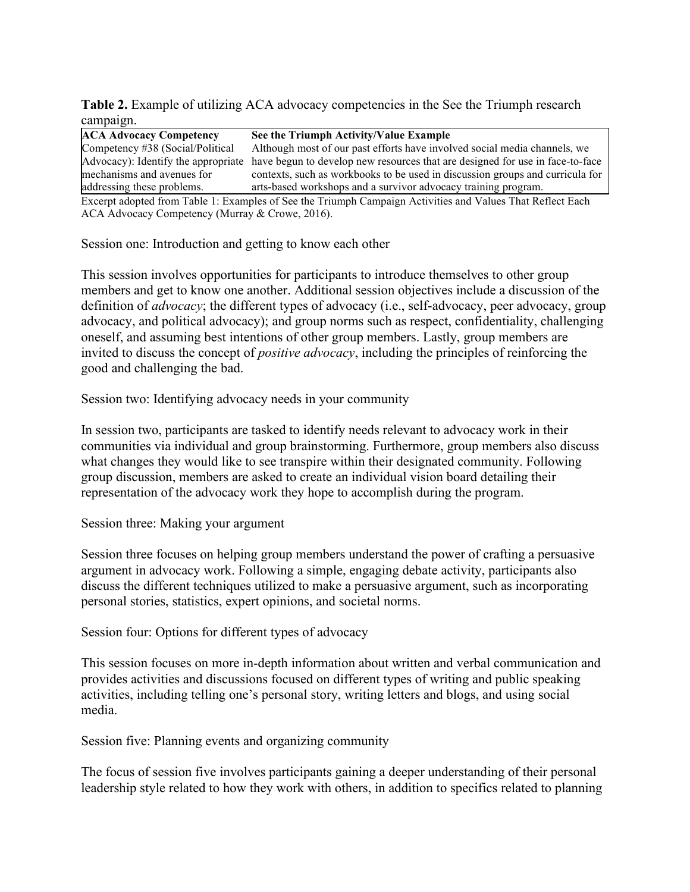**Table 2.** Example of utilizing ACA advocacy competencies in the See the Triumph research campaign.

| ACA Advocacy Competency | See the Triumph Activity/Value Example |
|---|---|
| Competency #38 (Social/Political Advocacy): Identify the appropriate mechanisms and avenues for addressing these problems. | Although most of our past efforts have involved social media channels, we have begun to develop new resources that are designed for use in face-to-face contexts, such as workbooks to be used in discussion groups and curricula for arts-based workshops and a survivor advocacy training program. |

Excerpt adopted from Table 1: Examples of See the Triumph Campaign Activities and Values That Reflect Each ACA Advocacy Competency (Murray & Crowe, 2016).

Session one: Introduction and getting to know each other

This session involves opportunities for participants to introduce themselves to other group members and get to know one another. Additional session objectives include a discussion of the definition of *advocacy*; the different types of advocacy (i.e., self-advocacy, peer advocacy, group advocacy, and political advocacy); and group norms such as respect, confidentiality, challenging oneself, and assuming best intentions of other group members. Lastly, group members are invited to discuss the concept of *positive advocacy*, including the principles of reinforcing the good and challenging the bad.

Session two: Identifying advocacy needs in your community

In session two, participants are tasked to identify needs relevant to advocacy work in their communities via individual and group brainstorming. Furthermore, group members also discuss what changes they would like to see transpire within their designated community. Following group discussion, members are asked to create an individual vision board detailing their representation of the advocacy work they hope to accomplish during the program.

Session three: Making your argument

Session three focuses on helping group members understand the power of crafting a persuasive argument in advocacy work. Following a simple, engaging debate activity, participants also discuss the different techniques utilized to make a persuasive argument, such as incorporating personal stories, statistics, expert opinions, and societal norms.

Session four: Options for different types of advocacy

This session focuses on more in-depth information about written and verbal communication and provides activities and discussions focused on different types of writing and public speaking activities, including telling one's personal story, writing letters and blogs, and using social media.

Session five: Planning events and organizing community

The focus of session five involves participants gaining a deeper understanding of their personal leadership style related to how they work with others, in addition to specifics related to planning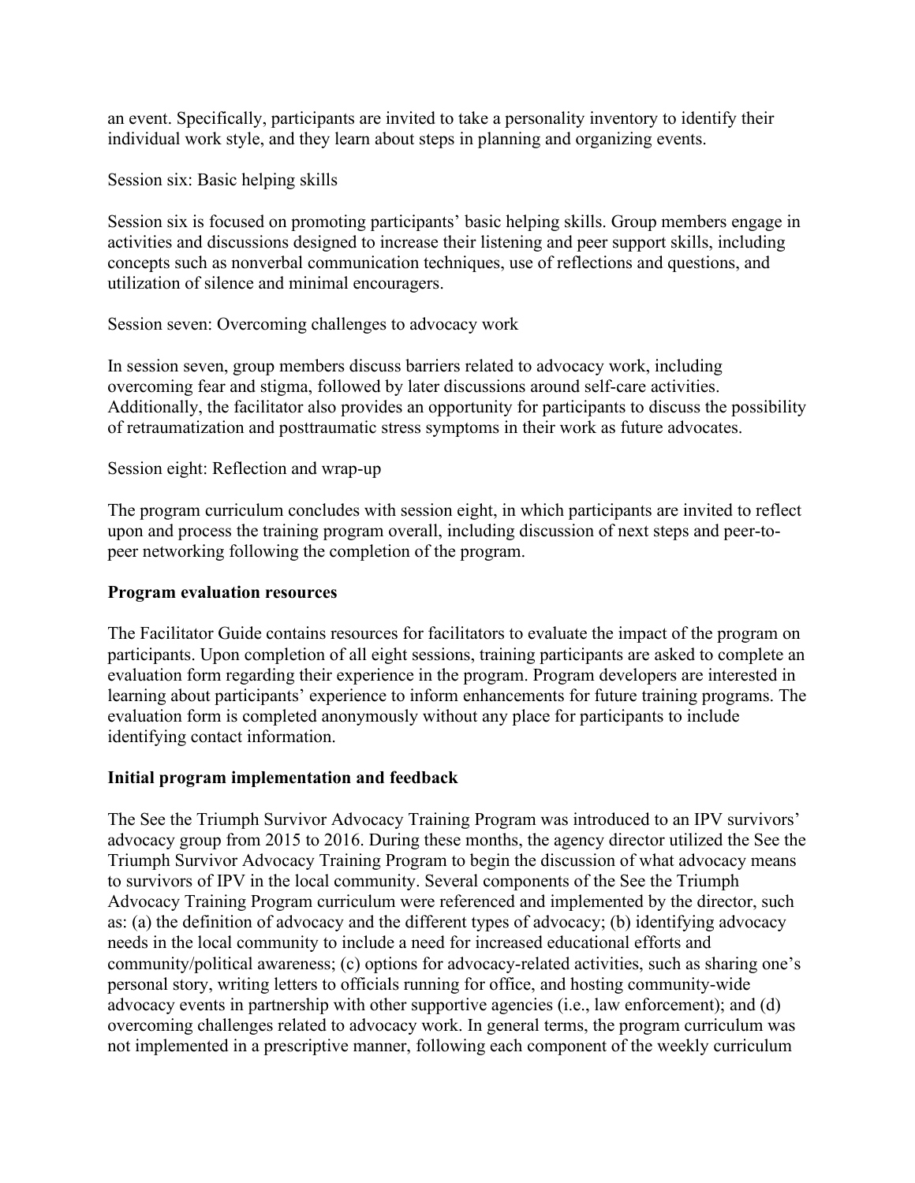an event. Specifically, participants are invited to take a personality inventory to identify their individual work style, and they learn about steps in planning and organizing events.

Session six: Basic helping skills

Session six is focused on promoting participants' basic helping skills. Group members engage in activities and discussions designed to increase their listening and peer support skills, including concepts such as nonverbal communication techniques, use of reflections and questions, and utilization of silence and minimal encouragers.

Session seven: Overcoming challenges to advocacy work

In session seven, group members discuss barriers related to advocacy work, including overcoming fear and stigma, followed by later discussions around self-care activities. Additionally, the facilitator also provides an opportunity for participants to discuss the possibility of retraumatization and posttraumatic stress symptoms in their work as future advocates.

Session eight: Reflection and wrap-up

The program curriculum concludes with session eight, in which participants are invited to reflect upon and process the training program overall, including discussion of next steps and peer-to-peer networking following the completion of the program.

**Program evaluation resources**

The Facilitator Guide contains resources for facilitators to evaluate the impact of the program on participants. Upon completion of all eight sessions, training participants are asked to complete an evaluation form regarding their experience in the program. Program developers are interested in learning about participants' experience to inform enhancements for future training programs. The evaluation form is completed anonymously without any place for participants to include identifying contact information.

**Initial program implementation and feedback**

The See the Triumph Survivor Advocacy Training Program was introduced to an IPV survivors' advocacy group from 2015 to 2016. During these months, the agency director utilized the See the Triumph Survivor Advocacy Training Program to begin the discussion of what advocacy means to survivors of IPV in the local community. Several components of the See the Triumph Advocacy Training Program curriculum were referenced and implemented by the director, such as: (a) the definition of advocacy and the different types of advocacy; (b) identifying advocacy needs in the local community to include a need for increased educational efforts and community/political awareness; (c) options for advocacy-related activities, such as sharing one's personal story, writing letters to officials running for office, and hosting community-wide advocacy events in partnership with other supportive agencies (i.e., law enforcement); and (d) overcoming challenges related to advocacy work. In general terms, the program curriculum was not implemented in a prescriptive manner, following each component of the weekly curriculum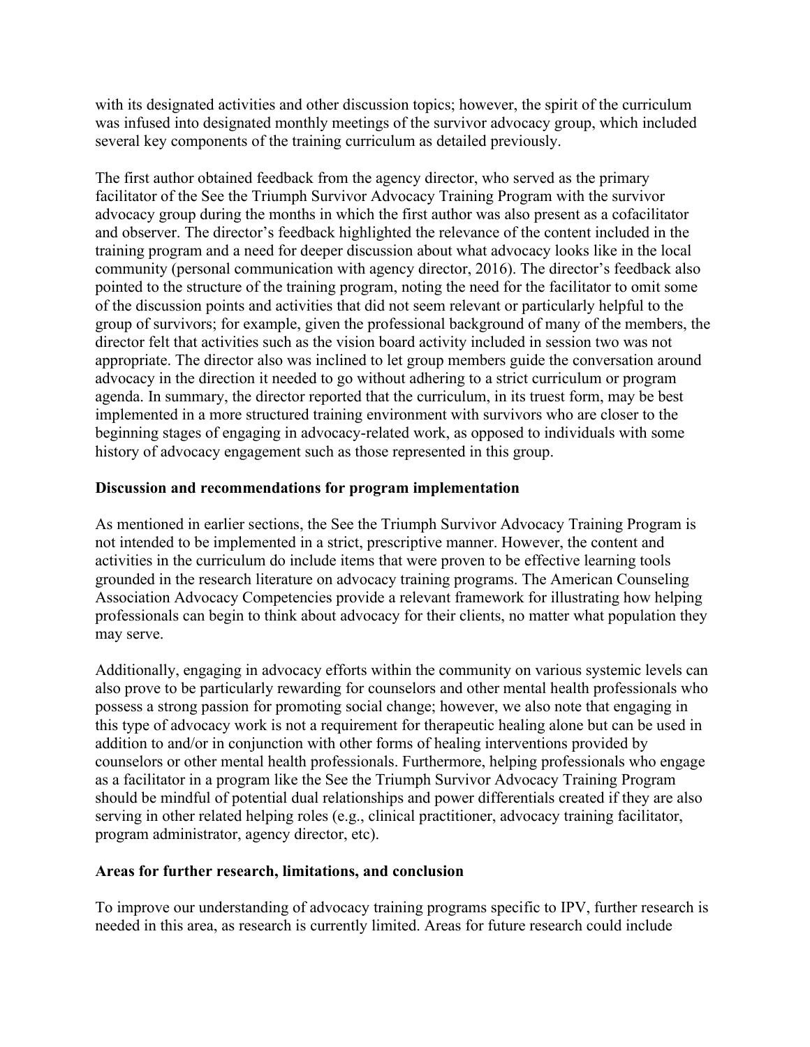with its designated activities and other discussion topics; however, the spirit of the curriculum was infused into designated monthly meetings of the survivor advocacy group, which included several key components of the training curriculum as detailed previously.

The first author obtained feedback from the agency director, who served as the primary facilitator of the See the Triumph Survivor Advocacy Training Program with the survivor advocacy group during the months in which the first author was also present as a cofacilitator and observer. The director's feedback highlighted the relevance of the content included in the training program and a need for deeper discussion about what advocacy looks like in the local community (personal communication with agency director, 2016). The director's feedback also pointed to the structure of the training program, noting the need for the facilitator to omit some of the discussion points and activities that did not seem relevant or particularly helpful to the group of survivors; for example, given the professional background of many of the members, the director felt that activities such as the vision board activity included in session two was not appropriate. The director also was inclined to let group members guide the conversation around advocacy in the direction it needed to go without adhering to a strict curriculum or program agenda. In summary, the director reported that the curriculum, in its truest form, may be best implemented in a more structured training environment with survivors who are closer to the beginning stages of engaging in advocacy-related work, as opposed to individuals with some history of advocacy engagement such as those represented in this group.

### Discussion and recommendations for program implementation

As mentioned in earlier sections, the See the Triumph Survivor Advocacy Training Program is not intended to be implemented in a strict, prescriptive manner. However, the content and activities in the curriculum do include items that were proven to be effective learning tools grounded in the research literature on advocacy training programs. The American Counseling Association Advocacy Competencies provide a relevant framework for illustrating how helping professionals can begin to think about advocacy for their clients, no matter what population they may serve.

Additionally, engaging in advocacy efforts within the community on various systemic levels can also prove to be particularly rewarding for counselors and other mental health professionals who possess a strong passion for promoting social change; however, we also note that engaging in this type of advocacy work is not a requirement for therapeutic healing alone but can be used in addition to and/or in conjunction with other forms of healing interventions provided by counselors or other mental health professionals. Furthermore, helping professionals who engage as a facilitator in a program like the See the Triumph Survivor Advocacy Training Program should be mindful of potential dual relationships and power differentials created if they are also serving in other related helping roles (e.g., clinical practitioner, advocacy training facilitator, program administrator, agency director, etc).

### Areas for further research, limitations, and conclusion

To improve our understanding of advocacy training programs specific to IPV, further research is needed in this area, as research is currently limited. Areas for future research could include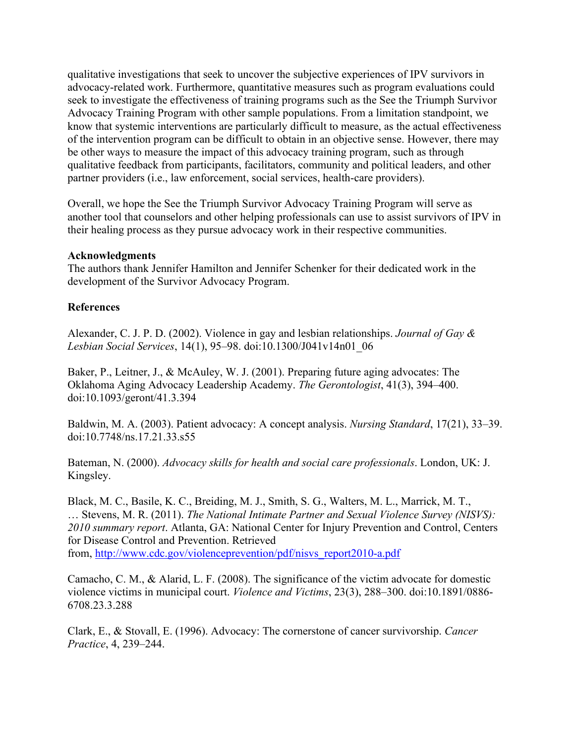qualitative investigations that seek to uncover the subjective experiences of IPV survivors in advocacy-related work. Furthermore, quantitative measures such as program evaluations could seek to investigate the effectiveness of training programs such as the See the Triumph Survivor Advocacy Training Program with other sample populations. From a limitation standpoint, we know that systemic interventions are particularly difficult to measure, as the actual effectiveness of the intervention program can be difficult to obtain in an objective sense. However, there may be other ways to measure the impact of this advocacy training program, such as through qualitative feedback from participants, facilitators, community and political leaders, and other partner providers (i.e., law enforcement, social services, health-care providers).

Overall, we hope the See the Triumph Survivor Advocacy Training Program will serve as another tool that counselors and other helping professionals can use to assist survivors of IPV in their healing process as they pursue advocacy work in their respective communities.

**Acknowledgments**

The authors thank Jennifer Hamilton and Jennifer Schenker for their dedicated work in the development of the Survivor Advocacy Program.

**References**

Alexander, C. J. P. D. (2002). Violence in gay and lesbian relationships. *Journal of Gay & Lesbian Social Services*, 14(1), 95–98. doi:10.1300/J041v14n01_06

Baker, P., Leitner, J., & McAuley, W. J. (2001). Preparing future aging advocates: The Oklahoma Aging Advocacy Leadership Academy. *The Gerontologist*, 41(3), 394–400. doi:10.1093/geront/41.3.394

Baldwin, M. A. (2003). Patient advocacy: A concept analysis. *Nursing Standard*, 17(21), 33–39. doi:10.7748/ns.17.21.33.s55

Bateman, N. (2000). *Advocacy skills for health and social care professionals*. London, UK: J. Kingsley.

Black, M. C., Basile, K. C., Breiding, M. J., Smith, S. G., Walters, M. L., Marrick, M. T., … Stevens, M. R. (2011). *The National Intimate Partner and Sexual Violence Survey (NISVS): 2010 summary report*. Atlanta, GA: National Center for Injury Prevention and Control, Centers for Disease Control and Prevention. Retrieved from, http://www.cdc.gov/violenceprevention/pdf/nisvs_report2010-a.pdf

Camacho, C. M., & Alarid, L. F. (2008). The significance of the victim advocate for domestic violence victims in municipal court. *Violence and Victims*, 23(3), 288–300. doi:10.1891/0886-6708.23.3.288

Clark, E., & Stovall, E. (1996). Advocacy: The cornerstone of cancer survivorship. *Cancer Practice*, 4, 239–244.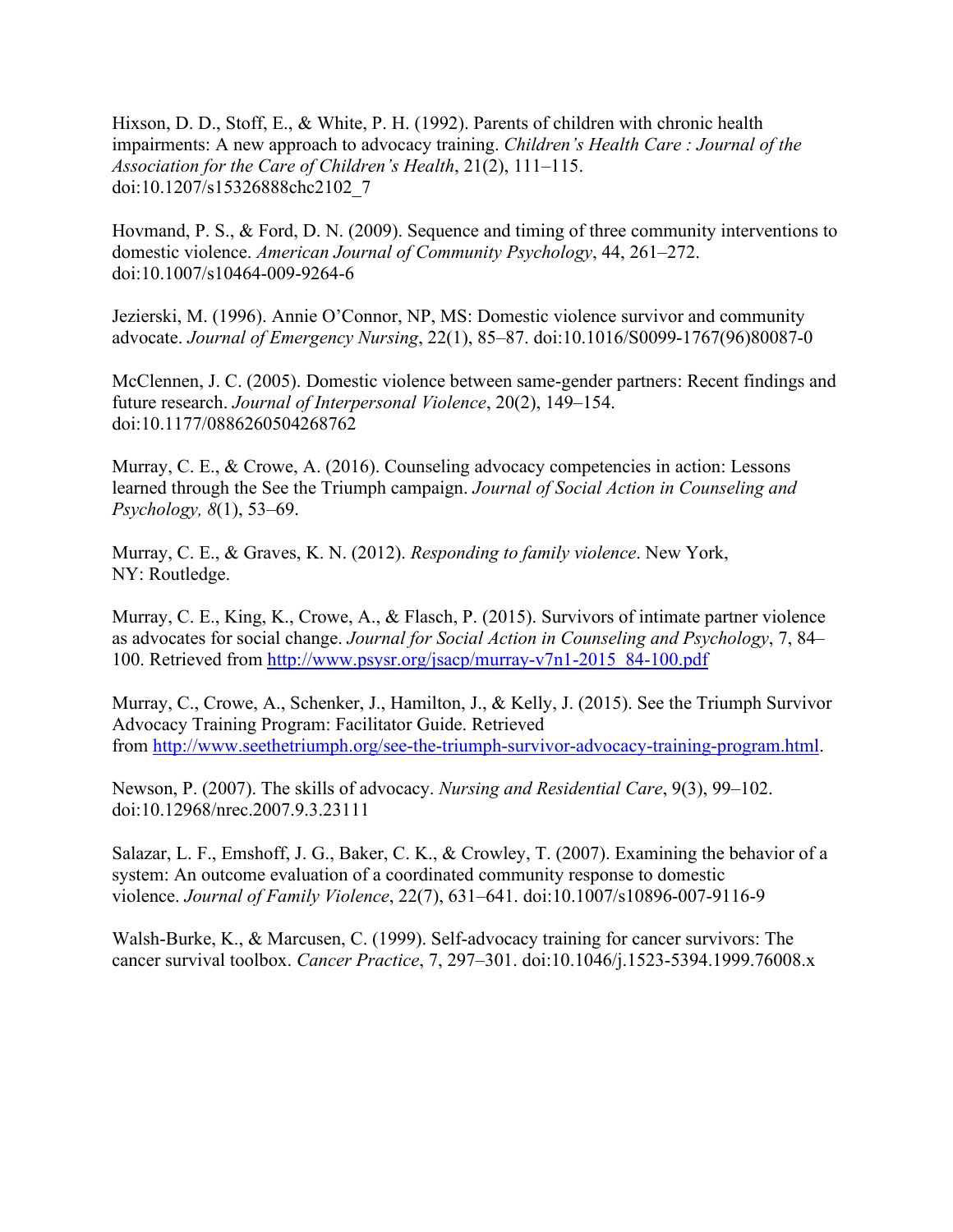Hixson, D. D., Stoff, E., & White, P. H. (1992). Parents of children with chronic health impairments: A new approach to advocacy training. *Children's Health Care : Journal of the Association for the Care of Children's Health*, 21(2), 111–115. doi:10.1207/s15326888chc2102_7

Hovmand, P. S., & Ford, D. N. (2009). Sequence and timing of three community interventions to domestic violence. *American Journal of Community Psychology*, 44, 261–272. doi:10.1007/s10464-009-9264-6

Jezierski, M. (1996). Annie O'Connor, NP, MS: Domestic violence survivor and community advocate. *Journal of Emergency Nursing*, 22(1), 85–87. doi:10.1016/S0099-1767(96)80087-0

McClennen, J. C. (2005). Domestic violence between same-gender partners: Recent findings and future research. *Journal of Interpersonal Violence*, 20(2), 149–154. doi:10.1177/0886260504268762

Murray, C. E., & Crowe, A. (2016). Counseling advocacy competencies in action: Lessons learned through the See the Triumph campaign. *Journal of Social Action in Counseling and Psychology, 8*(1), 53–69.

Murray, C. E., & Graves, K. N. (2012). *Responding to family violence*. New York, NY: Routledge.

Murray, C. E., King, K., Crowe, A., & Flasch, P. (2015). Survivors of intimate partner violence as advocates for social change. *Journal for Social Action in Counseling and Psychology*, 7, 84–100. Retrieved from [http://www.psysr.org/jsacp/murray-v7n1-2015_84-100.pdf](http://www.psysr.org/jsacp/murray-v7n1-2015_84-100.pdf)

Murray, C., Crowe, A., Schenker, J., Hamilton, J., & Kelly, J. (2015). See the Triumph Survivor Advocacy Training Program: Facilitator Guide. Retrieved from [http://www.seethetriumph.org/see-the-triumph-survivor-advocacy-training-program.html](http://www.seethetriumph.org/see-the-triumph-survivor-advocacy-training-program.html).

Newson, P. (2007). The skills of advocacy. *Nursing and Residential Care*, 9(3), 99–102. doi:10.12968/nrec.2007.9.3.23111

Salazar, L. F., Emshoff, J. G., Baker, C. K., & Crowley, T. (2007). Examining the behavior of a system: An outcome evaluation of a coordinated community response to domestic violence. *Journal of Family Violence*, 22(7), 631–641. doi:10.1007/s10896-007-9116-9

Walsh-Burke, K., & Marcusen, C. (1999). Self-advocacy training for cancer survivors: The cancer survival toolbox. *Cancer Practice*, 7, 297–301. doi:10.1046/j.1523-5394.1999.76008.x